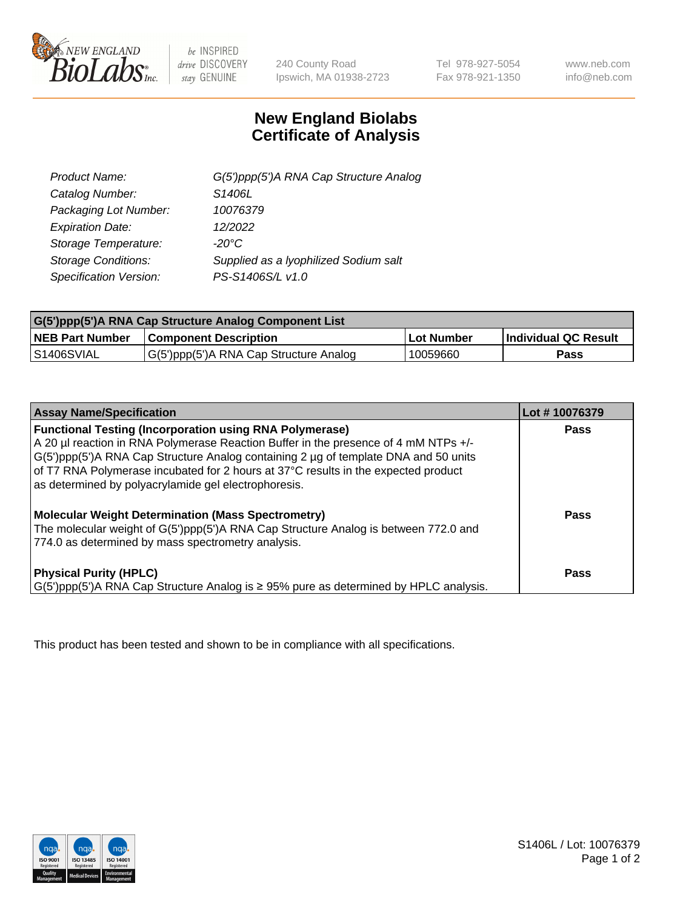New England BioLabs Inc. — be INSPIRED drive DISCOVERY stay GENUINE

240 County Road
Ipswich, MA 01938-2723

Tel 978-927-5054
Fax 978-921-1350

www.neb.com
info@neb.com

# New England Biolabs Certificate of Analysis

| | |
|---|---|
| *Product Name:* | *G(5')ppp(5')A RNA Cap Structure Analog* |
| *Catalog Number:* | *S1406L* |
| *Packaging Lot Number:* | *10076379* |
| *Expiration Date:* | *12/2022* |
| *Storage Temperature:* | *-20°C* |
| *Storage Conditions:* | *Supplied as a lyophilized Sodium salt* |
| *Specification Version:* | *PS-S1406S/L v1.0* |

| G(5')ppp(5')A RNA Cap Structure Analog Component List | | | |
|---|---|---|---|
| **NEB Part Number** | **Component Description** | **Lot Number** | **Individual QC Result** |
| S1406SVIAL | G(5')ppp(5')A RNA Cap Structure Analog | 10059660 | **Pass** |

| Assay Name/Specification | Lot # 10076379 |
|---|---|
| **Functional Testing (Incorporation using RNA Polymerase)** A 20 µl reaction in RNA Polymerase Reaction Buffer in the presence of 4 mM NTPs +/- G(5')ppp(5')A RNA Cap Structure Analog containing 2 µg of template DNA and 50 units of T7 RNA Polymerase incubated for 2 hours at 37°C results in the expected product as determined by polyacrylamide gel electrophoresis. | **Pass** |
| **Molecular Weight Determination (Mass Spectrometry)** The molecular weight of G(5')ppp(5')A RNA Cap Structure Analog is between 772.0 and 774.0 as determined by mass spectrometry analysis. | **Pass** |
| **Physical Purity (HPLC)** G(5')ppp(5')A RNA Cap Structure Analog is ≥ 95% pure as determined by HPLC analysis. | **Pass** |

This product has been tested and shown to be in compliance with all specifications.

S1406L / Lot: 10076379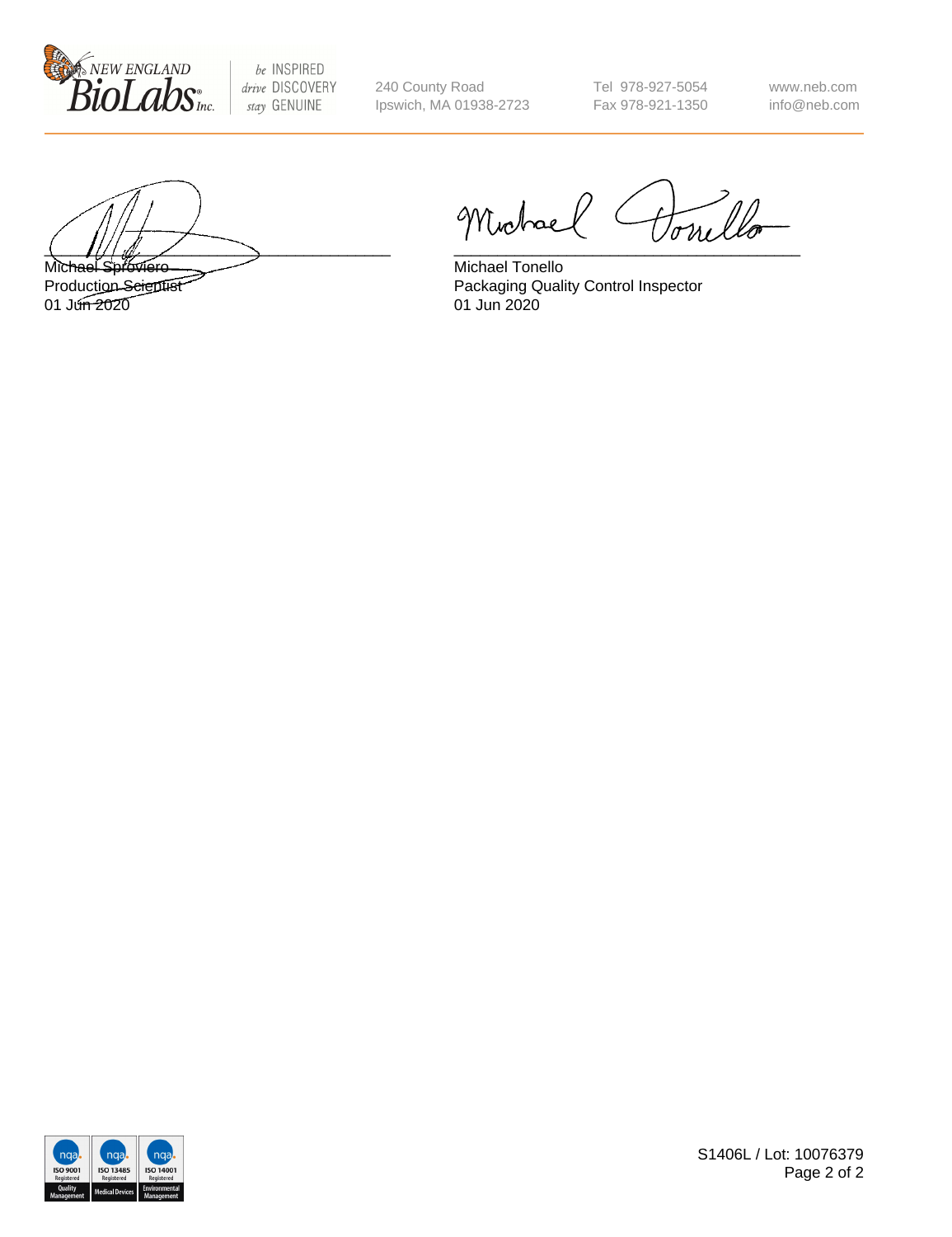Michael Sproviero
Production Scientist
01 Jun 2020

Michael Tonello
Packaging Quality Control Inspector
01 Jun 2020

S1406L / Lot: 10076379